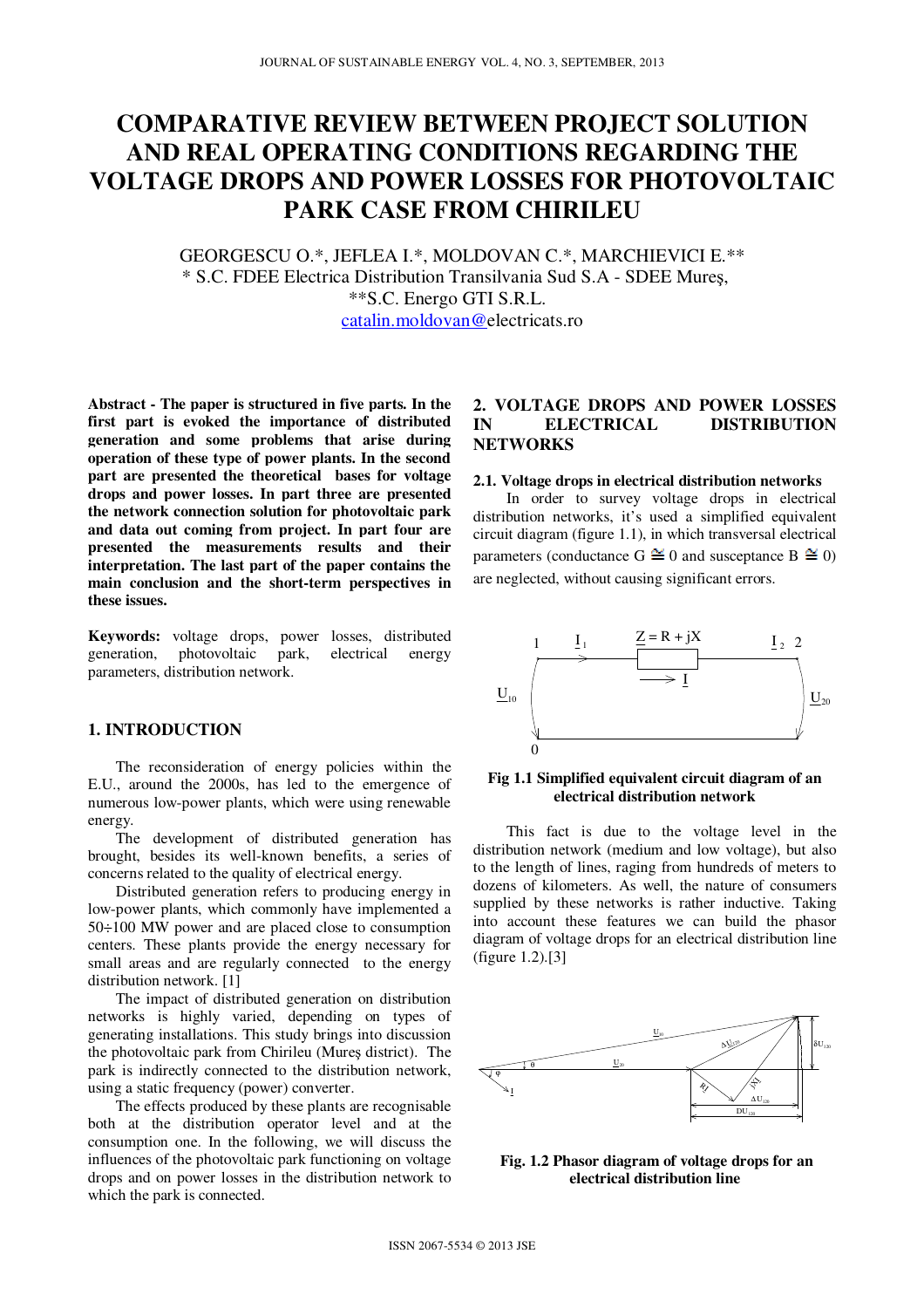# COMPARATIVE REVIEW BETWEEN PROJECT SOLUTION AND REAL OPERATING CONDITIONS REGARDING THE VOLTAGE DROPS AND POWER LOSSES FOR PHOTOVOLTAIC PARK CASE FROM CHIRILEU

GEORGESCU O.*, JEFLEA I.*, MOLDOVAN C.*, MARCHIEVICI E.**
* S.C. FDEE Electrica Distribution Transilvania Sud S.A - SDEE Mureş,
**S.C. Energo GTI S.R.L.
catalin.moldovan@electricats.ro

**Abstract - The paper is structured in five parts. In the first part is evoked the importance of distributed generation and some problems that arise during operation of these type of power plants. In the second part are presented the theoretical bases for voltage drops and power losses. In part three are presented the network connection solution for photovoltaic park and data out coming from project. In part four are presented the measurements results and their interpretation. The last part of the paper contains the main conclusion and the short-term perspectives in these issues.**

**Keywords:** voltage drops, power losses, distributed generation, photovoltaic park, electrical energy parameters, distribution network.

## 1. INTRODUCTION

The reconsideration of energy policies within the E.U., around the 2000s, has led to the emergence of numerous low-power plants, which were using renewable energy.

The development of distributed generation has brought, besides its well-known benefits, a series of concerns related to the quality of electrical energy.

Distributed generation refers to producing energy in low-power plants, which commonly have implemented a 50÷100 MW power and are placed close to consumption centers. These plants provide the energy necessary for small areas and are regularly connected to the energy distribution network. [1]

The impact of distributed generation on distribution networks is highly varied, depending on types of generating installations. This study brings into discussion the photovoltaic park from Chirileu (Mureş district). The park is indirectly connected to the distribution network, using a static frequency (power) converter.

The effects produced by these plants are recognisable both at the distribution operator level and at the consumption one. In the following, we will discuss the influences of the photovoltaic park functioning on voltage drops and on power losses in the distribution network to which the park is connected.

## 2. VOLTAGE DROPS AND POWER LOSSES IN ELECTRICAL DISTRIBUTION NETWORKS

### 2.1. Voltage drops in electrical distribution networks

In order to survey voltage drops in electrical distribution networks, it's used a simplified equivalent circuit diagram (figure 1.1), in which transversal electrical parameters (conductance $G \cong 0$ and susceptance $B \cong 0$) are neglected, without causing significant errors.

**Fig 1.1 Simplified equivalent circuit diagram of an electrical distribution network**

This fact is due to the voltage level in the distribution network (medium and low voltage), but also to the length of lines, raging from hundreds of meters to dozens of kilometers. As well, the nature of consumers supplied by these networks is rather inductive. Taking into account these features we can build the phasor diagram of voltage drops for an electrical distribution line (figure 1.2).[3]

**Fig. 1.2 Phasor diagram of voltage drops for an electrical distribution line**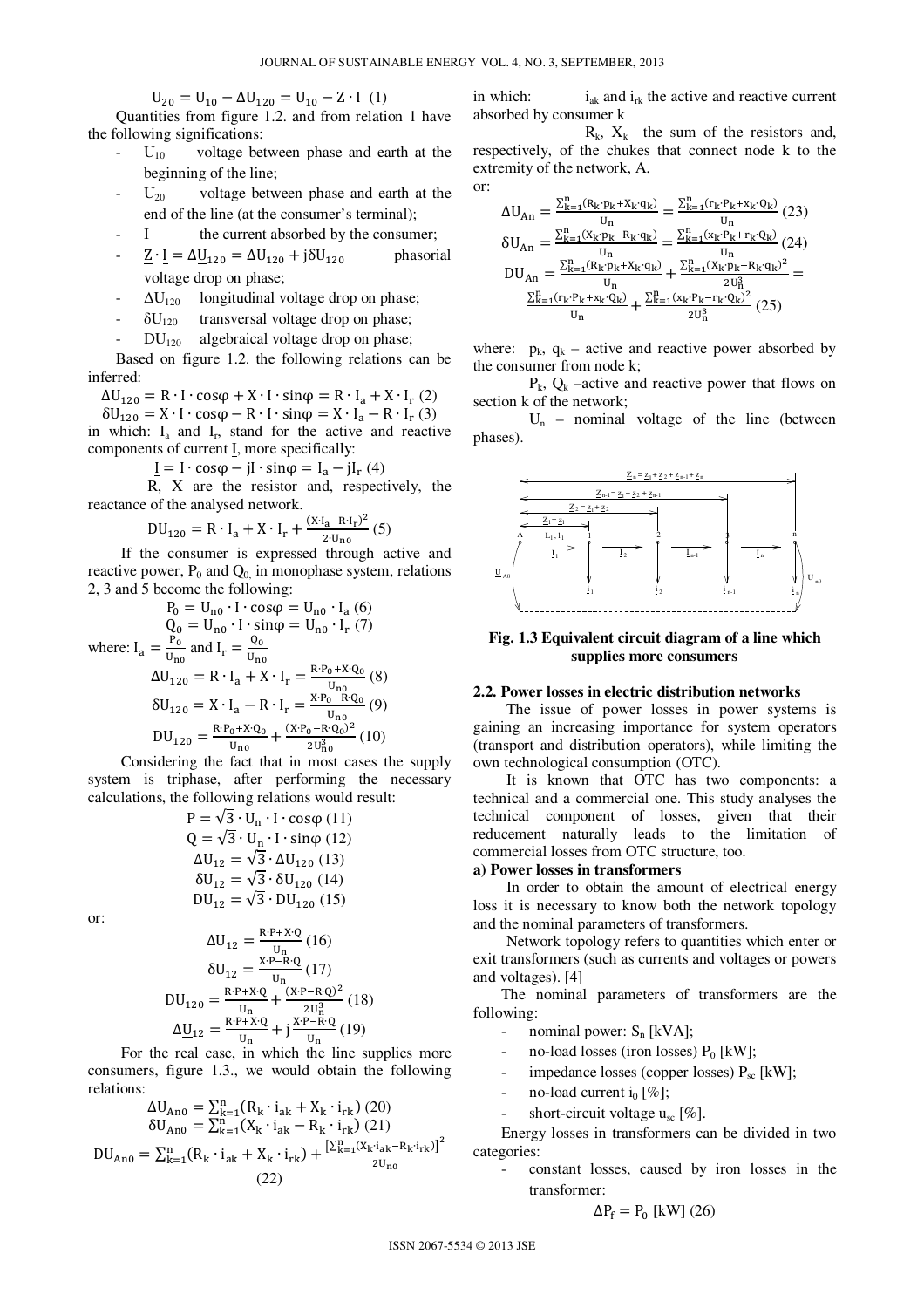$$\underline{U}_{20} = \underline{U}_{10} - \Delta\underline{U}_{120} = \underline{U}_{10} - \underline{Z} \cdot \underline{I} \quad (1)$$

Quantities from figure 1.2. and from relation 1 have the following significations:

- $\underline{U}_{10}$ voltage between phase and earth at the beginning of the line;
- $\underline{U}_{20}$ voltage between phase and earth at the end of the line (at the consumer's terminal);
- $\underline{I}$ the current absorbed by the consumer;
- $\underline{Z} \cdot \underline{I} = \Delta\underline{U}_{120} = \Delta U_{120} + j\delta U_{120}$ phasorial voltage drop on phase;
- $\Delta U_{120}$ longitudinal voltage drop on phase;
- $\delta U_{120}$ transversal voltage drop on phase;
- $DU_{120}$ algebraical voltage drop on phase;

Based on figure 1.2. the following relations can be inferred:

$$\Delta U_{120} = R \cdot I \cdot \cos\varphi + X \cdot I \cdot \sin\varphi = R \cdot I_a + X \cdot I_r \quad (2)$$

$$\delta U_{120} = X \cdot I \cdot \cos\varphi - R \cdot I \cdot \sin\varphi = X \cdot I_a - R \cdot I_r \quad (3)$$

in which: $I_a$ and $I_r$, stand for the active and reactive components of current $\underline{I}$, more specifically:

$$\underline{I} = I \cdot \cos\varphi - jI \cdot \sin\varphi = I_a - jI_r \quad (4)$$

R, X are the resistor and, respectively, the reactance of the analysed network.

$$DU_{120} = R \cdot I_a + X \cdot I_r + \frac{(X \cdot I_a - R \cdot I_r)^2}{2 \cdot U_{n0}} \quad (5)$$

If the consumer is expressed through active and reactive power, $P_0$ and $Q_0$, in monophase system, relations 2, 3 and 5 become the following:

$$P_0 = U_{n0} \cdot I \cdot \cos\varphi = U_{n0} \cdot I_a \quad (6)$$

$$Q_0 = U_{n0} \cdot I \cdot \sin\varphi = U_{n0} \cdot I_r \quad (7)$$

where: $I_a = \frac{P_0}{U_{n0}}$ and $I_r = \frac{Q_0}{U_{n0}}$

$$\Delta U_{120} = R \cdot I_a + X \cdot I_r = \frac{R \cdot P_0 + X \cdot Q_0}{U_{n0}} \quad (8)$$

$$\delta U_{120} = X \cdot I_a - R \cdot I_r = \frac{X \cdot P_0 - R \cdot Q_0}{U_{n0}} \quad (9)$$

$$DU_{120} = \frac{R \cdot P_0 + X \cdot Q_0}{U_{n0}} + \frac{(X \cdot P_0 - R \cdot Q_0)^2}{2U_{n0}^3} \quad (10)$$

Considering the fact that in most cases the supply system is triphase, after performing the necessary calculations, the following relations would result:

$$P = \sqrt{3} \cdot U_n \cdot I \cdot \cos\varphi \quad (11)$$

$$Q = \sqrt{3} \cdot U_n \cdot I \cdot \sin\varphi \quad (12)$$

$$\Delta U_{12} = \sqrt{3} \cdot \Delta U_{120} \quad (13)$$

$$\delta U_{12} = \sqrt{3} \cdot \delta U_{120} \quad (14)$$

$$DU_{12} = \sqrt{3} \cdot DU_{120} \quad (15)$$

or:

$$\Delta U_{12} = \frac{R \cdot P + X \cdot Q}{U_n} \quad (16)$$

$$\delta U_{12} = \frac{X \cdot P - R \cdot Q}{U_n} \quad (17)$$

$$DU_{120} = \frac{R \cdot P + X \cdot Q}{U_n} + \frac{(X \cdot P - R \cdot Q)^2}{2U_n^3} \quad (18)$$

$$\Delta\underline{U}_{12} = \frac{R \cdot P + X \cdot Q}{U_n} + j\frac{X \cdot P - R \cdot Q}{U_n} \quad (19)$$

For the real case, in which the line supplies more consumers, figure 1.3., we would obtain the following relations:

$$\Delta U_{An0} = \sum_{k=1}^{n} (R_k \cdot i_{ak} + X_k \cdot i_{rk}) \quad (20)$$

$$\delta U_{An0} = \sum_{k=1}^{n} (X_k \cdot i_{ak} - R_k \cdot i_{rk}) \quad (21)$$

$$DU_{An0} = \sum_{k=1}^{n} (R_k \cdot i_{ak} + X_k \cdot i_{rk}) + \frac{\left[\sum_{k=1}^{n} (X_k \cdot i_{ak} - R_k \cdot i_{rk})\right]^2}{2U_{n0}} \quad (22)$$

in which: $i_{ak}$ and $i_{rk}$ the active and reactive current absorbed by consumer k

$R_k$, $X_k$ the sum of the resistors and, respectively, of the chukes that connect node k to the extremity of the network, A.

or:

$$\Delta U_{An} = \frac{\sum_{k=1}^{n} (R_k \cdot p_k + X_k \cdot q_k)}{U_n} = \frac{\sum_{k=1}^{n} (r_k \cdot P_k + x_k \cdot Q_k)}{U_n} \quad (23)$$

$$\delta U_{An} = \frac{\sum_{k=1}^{n} (X_k \cdot p_k - R_k \cdot q_k)}{U_n} = \frac{\sum_{k=1}^{n} (x_k \cdot P_k + r_k \cdot Q_k)}{U_n} \quad (24)$$

$$DU_{An} = \frac{\sum_{k=1}^{n} (R_k \cdot p_k + X_k \cdot q_k)}{U_n} + \frac{\sum_{k=1}^{n} (X_k \cdot p_k - R_k \cdot q_k)^2}{2U_n^3} = \frac{\sum_{k=1}^{n} (r_k \cdot P_k + x_k \cdot Q_k)}{U_n} + \frac{\sum_{k=1}^{n} (x_k \cdot P_k - r_k \cdot Q_k)^2}{2U_n^3} \quad (25)$$

where: $p_k$, $q_k$ – active and reactive power absorbed by the consumer from node k;

$P_k$, $Q_k$ –active and reactive power that flows on section k of the network;

$U_n$ – nominal voltage of the line (between phases).

**Fig. 1.3 Equivalent circuit diagram of a line which supplies more consumers**

## 2.2. Power losses in electric distribution networks

The issue of power losses in power systems is gaining an increasing importance for system operators (transport and distribution operators), while limiting the own technological consumption (OTC).

It is known that OTC has two components: a technical and a commercial one. This study analyses the technical component of losses, given that their reducement naturally leads to the limitation of commercial losses from OTC structure, too.

**a) Power losses in transformers**

In order to obtain the amount of electrical energy loss it is necessary to know both the network topology and the nominal parameters of transformers.

Network topology refers to quantities which enter or exit transformers (such as currents and voltages or powers and voltages). [4]

The nominal parameters of transformers are the following:

- nominal power: $S_n$ [kVA];
- no-load losses (iron losses) $P_0$ [kW];
- impedance losses (copper losses) $P_{sc}$ [kW];
- no-load current $i_0$ [%];
- short-circuit voltage $u_{sc}$ [%].

Energy losses in transformers can be divided in two categories:

- constant losses, caused by iron losses in the transformer:

$$\Delta P_f = P_0 \text{ [kW]} \quad (26)$$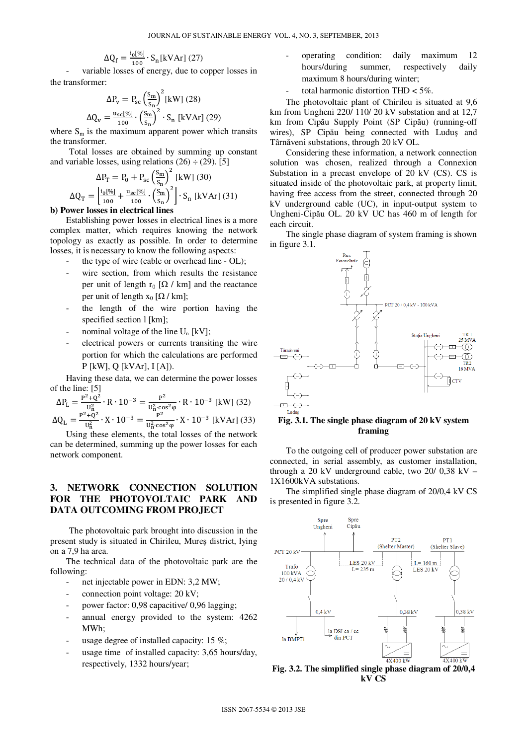$$\Delta Q_f = \frac{i_0[\%]}{100} \cdot S_n \,[\text{kVAr}] \quad (27)$$

- variable losses of energy, due to copper losses in the transformer:

$$\Delta P_v = P_{sc} \left(\frac{S_m}{S_n}\right)^2 [\text{kW}] \quad (28)$$

$$\Delta Q_v = \frac{u_{sc}[\%]}{100} \cdot \left(\frac{S_m}{S_n}\right)^2 \cdot S_n \,[\text{kVAr}] \quad (29)$$

where $S_m$ is the maximum apparent power which transits the transformer.

Total losses are obtained by summing up constant and variable losses, using relations (26) ÷ (29). [5]

$$\Delta P_T = P_0 + P_{sc} \left(\frac{S_m}{S_n}\right)^2 [\text{kW}] \quad (30)$$

$$\Delta Q_T = \left[\frac{i_0[\%]}{100} + \frac{u_{sc}[\%]}{100} \cdot \left(\frac{S_m}{S_n}\right)^2\right] \cdot S_n \,[\text{kVAr}] \quad (31)$$

**b) Power losses in electrical lines**

Establishing power losses in electrical lines is a more complex matter, which requires knowing the network topology as exactly as possible. In order to determine losses, it is necessary to know the following aspects:

- the type of wire (cable or overhead line - OL);
- wire section, from which results the resistance per unit of length $r_0$ [Ω / km] and the reactance per unit of length $x_0$ [Ω / km];
- the length of the wire portion having the specified section l [km];
- nominal voltage of the line $U_n$ [kV];
- electrical powers or currents transiting the wire portion for which the calculations are performed P [kW], Q [kVAr], I [A]).

Having these data, we can determine the power losses of the line: [5]

$$\Delta P_L = \frac{P^2 + Q^2}{U_n^2} \cdot R \cdot 10^{-3} = \frac{P^2}{U_n^2 \cdot \cos^2\varphi} \cdot R \cdot 10^{-3} \,[\text{kW}] \quad (32)$$

$$\Delta Q_L = \frac{P^2 + Q^2}{U_n^2} \cdot X \cdot 10^{-3} = \frac{P^2}{U_n^2 \cdot \cos^2\varphi} \cdot X \cdot 10^{-3} \,[\text{kVAr}] \quad (33)$$

Using these elements, the total losses of the network can be determined, summing up the power losses for each network component.

## 3. NETWORK CONNECTION SOLUTION FOR THE PHOTOVOLTAIC PARK AND DATA OUTCOMING FROM PROJECT

The photovoltaic park brought into discussion in the present study is situated in Chirileu, Mureş district, lying on a 7,9 ha area.

The technical data of the photovoltaic park are the following:

- net injectable power in EDN: 3,2 MW;
- connection point voltage: 20 kV;
- power factor: 0,98 capacitive/ 0,96 lagging;
- annual energy provided to the system: 4262 MWh;
- usage degree of installed capacity: 15 %;
- usage time of installed capacity: 3,65 hours/day, respectively, 1332 hours/year;
- operating condition: daily maximum 12 hours/during summer, respectively daily maximum 8 hours/during winter;
- total harmonic distortion THD < 5%.

The photovoltaic plant of Chirileu is situated at 9,6 km from Ungheni 220/ 110/ 20 kV substation and at 12,7 km from Cipău Supply Point (SP Cipău) (running-off wires), SP Cipău being connected with Luduş and Târnăveni substations, through 20 kV OL.

Considering these information, a network connection solution was chosen, realized through a Connexion Substation in a precast envelope of 20 kV (CS). CS is situated inside of the photovoltaic park, at property limit, having free access from the street, connected through 20 kV underground cable (UC), in input-output system to Ungheni-Cipău OL. 20 kV UC has 460 m of length for each circuit.

The single phase diagram of system framing is shown in figure 3.1.

**Fig. 3.1. The single phase diagram of 20 kV system framing**

To the outgoing cell of producer power substation are connected, in serial assembly, as customer installation, through a 20 kV underground cable, two 20/ 0,38 kV – 1X1600kVA substations.

The simplified single phase diagram of 20/0,4 kV CS is presented in figure 3.2.

**Fig. 3.2. The simplified single phase diagram of 20/0,4 kV CS**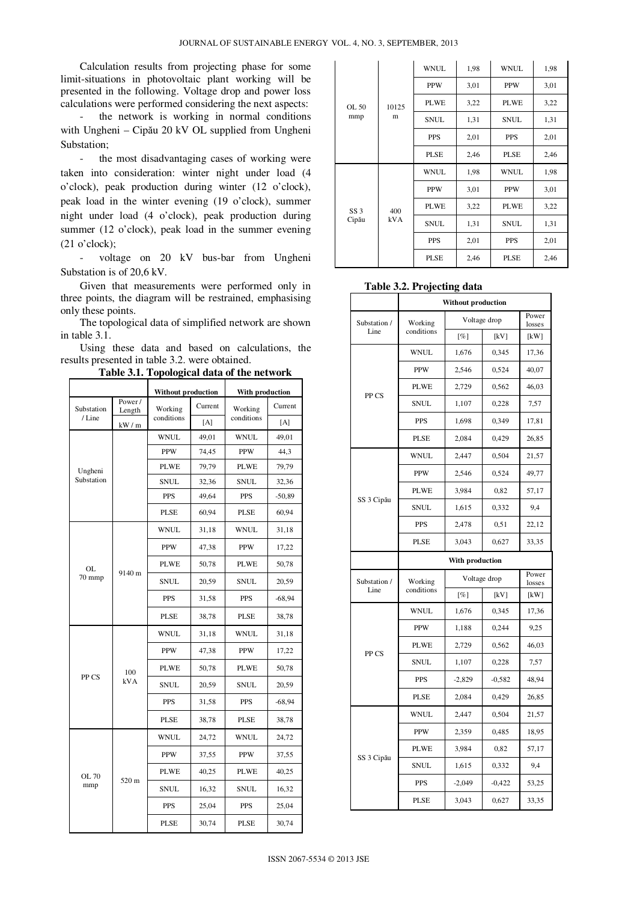Calculation results from projecting phase for some limit-situations in photovoltaic plant working will be presented in the following. Voltage drop and power loss calculations were performed considering the next aspects:

- the network is working in normal conditions with Ungheni – Cipău 20 kV OL supplied from Ungheni Substation;
- the most disadvantaging cases of working were taken into consideration: winter night under load (4 o'clock), peak production during winter (12 o'clock), peak load in the winter evening (19 o'clock), summer night under load (4 o'clock), peak production during summer (12 o'clock), peak load in the summer evening (21 o'clock);
- voltage on 20 kV bus-bar from Ungheni Substation is of 20,6 kV.

Given that measurements were performed only in three points, the diagram will be restrained, emphasising only these points.

The topological data of simplified network are shown in table 3.1.

Using these data and based on calculations, the results presented in table 3.2. were obtained.

**Table 3.1. Topological data of the network**

| | | Without production | | With production | |
|---|---|---|---|---|---|
| Substation / Line | Power / Length | Working conditions | Current | Working conditions | Current |
| | kW / m | | [A] | | [A] |
| Ungheni Substation | | WNUL | 49,01 | WNUL | 49,01 |
| | | PPW | 74,45 | PPW | 44,3 |
| | | PLWE | 79,79 | PLWE | 79,79 |
| | | SNUL | 32,36 | SNUL | 32,36 |
| | | PPS | 49,64 | PPS | -50,89 |
| | | PLSE | 60,94 | PLSE | 60,94 |
| OL 70 mmp | 9140 m | WNUL | 31,18 | WNUL | 31,18 |
| | | PPW | 47,38 | PPW | 17,22 |
| | | PLWE | 50,78 | PLWE | 50,78 |
| | | SNUL | 20,59 | SNUL | 20,59 |
| | | PPS | 31,58 | PPS | -68,94 |
| | | PLSE | 38,78 | PLSE | 38,78 |
| PP CS | 100 kVA | WNUL | 31,18 | WNUL | 31,18 |
| | | PPW | 47,38 | PPW | 17,22 |
| | | PLWE | 50,78 | PLWE | 50,78 |
| | | SNUL | 20,59 | SNUL | 20,59 |
| | | PPS | 31,58 | PPS | -68,94 |
| | | PLSE | 38,78 | PLSE | 38,78 |
| OL 70 mmp | 520 m | WNUL | 24,72 | WNUL | 24,72 |
| | | PPW | 37,55 | PPW | 37,55 |
| | | PLWE | 40,25 | PLWE | 40,25 |
| | | SNUL | 16,32 | SNUL | 16,32 |
| | | PPS | 25,04 | PPS | 25,04 |
| | | PLSE | 30,74 | PLSE | 30,74 |
| OL 50 mmp | 10125 m | WNUL | 1,98 | WNUL | 1,98 |
| | | PPW | 3,01 | PPW | 3,01 |
| | | PLWE | 3,22 | PLWE | 3,22 |
| | | SNUL | 1,31 | SNUL | 1,31 |
| | | PPS | 2,01 | PPS | 2,01 |
| | | PLSE | 2,46 | PLSE | 2,46 |
| SS 3 Cipău | 400 kVA | WNUL | 1,98 | WNUL | 1,98 |
| | | PPW | 3,01 | PPW | 3,01 |
| | | PLWE | 3,22 | PLWE | 3,22 |
| | | SNUL | 1,31 | SNUL | 1,31 |
| | | PPS | 2,01 | PPS | 2,01 |
| | | PLSE | 2,46 | PLSE | 2,46 |

**Table 3.2. Projecting data**

| | Without production | | | |
|---|---|---|---|---|
| Substation / Line | Working conditions | Voltage drop | | Power losses |
| | | [%] | [kV] | [kW] |
| PP CS | WNUL | 1,676 | 0,345 | 17,36 |
| | PPW | 2,546 | 0,524 | 40,07 |
| | PLWE | 2,729 | 0,562 | 46,03 |
| | SNUL | 1,107 | 0,228 | 7,57 |
| | PPS | 1,698 | 0,349 | 17,81 |
| | PLSE | 2,084 | 0,429 | 26,85 |
| SS 3 Cipău | WNUL | 2,447 | 0,504 | 21,57 |
| | PPW | 2,546 | 0,524 | 49,77 |
| | PLWE | 3,984 | 0,82 | 57,17 |
| | SNUL | 1,615 | 0,332 | 9,4 |
| | PPS | 2,478 | 0,51 | 22,12 |
| | PLSE | 3,043 | 0,627 | 33,35 |
| | **With production** | | | |
| Substation / Line | Working conditions | Voltage drop | | Power losses |
| | | [%] | [kV] | [kW] |
| PP CS | WNUL | 1,676 | 0,345 | 17,36 |
| | PPW | 1,188 | 0,244 | 9,25 |
| | PLWE | 2,729 | 0,562 | 46,03 |
| | SNUL | 1,107 | 0,228 | 7,57 |
| | PPS | -2,829 | -0,582 | 48,94 |
| | PLSE | 2,084 | 0,429 | 26,85 |
| SS 3 Cipău | WNUL | 2,447 | 0,504 | 21,57 |
| | PPW | 2,359 | 0,485 | 18,95 |
| | PLWE | 3,984 | 0,82 | 57,17 |
| | SNUL | 1,615 | 0,332 | 9,4 |
| | PPS | -2,049 | -0,422 | 53,25 |
| | PLSE | 3,043 | 0,627 | 33,35 |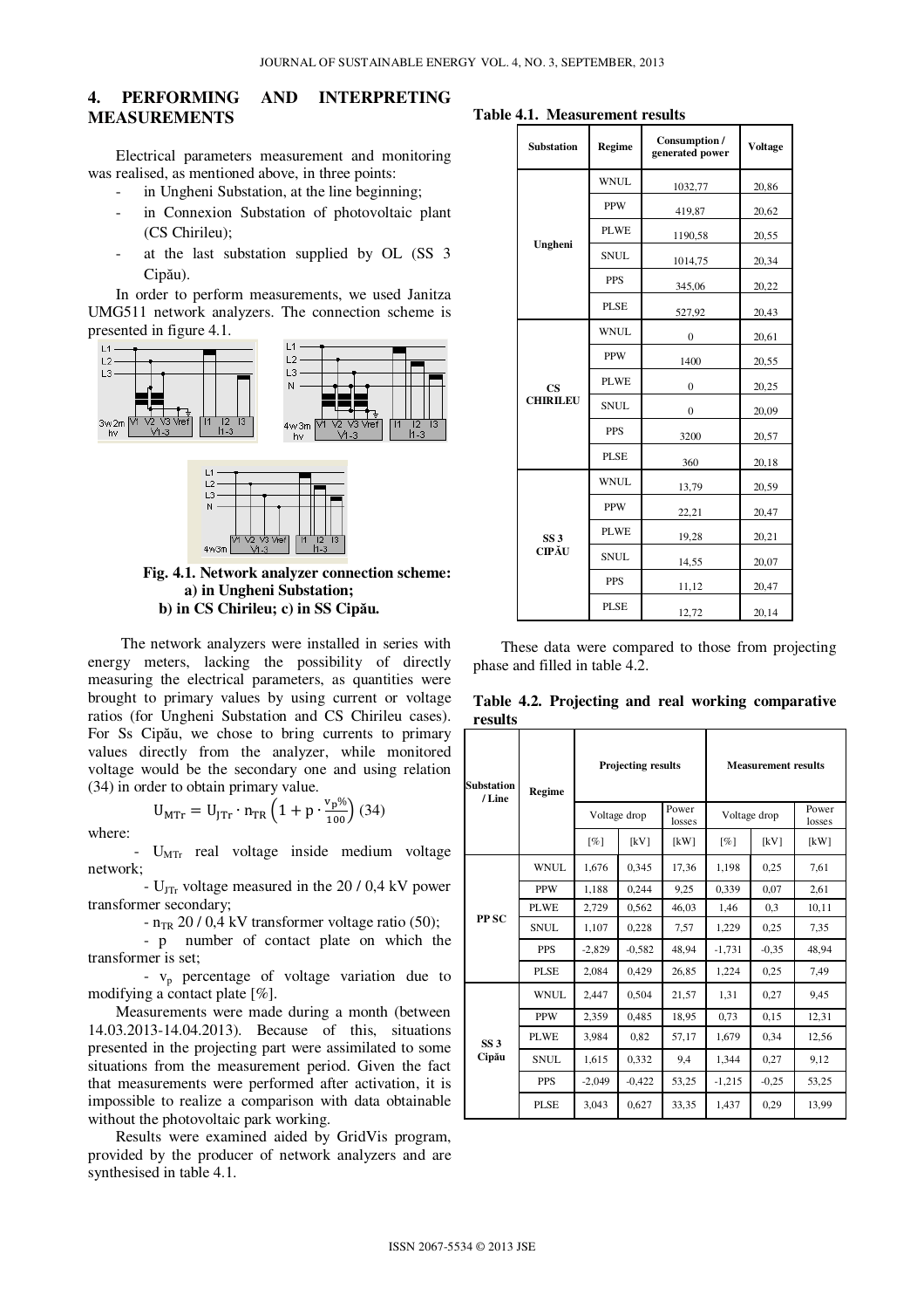## 4. PERFORMING AND INTERPRETING MEASUREMENTS

Electrical parameters measurement and monitoring was realised, as mentioned above, in three points:

- in Ungheni Substation, at the line beginning;
- in Connexion Substation of photovoltaic plant (CS Chirileu);
- at the last substation supplied by OL (SS 3 Cipău).

In order to perform measurements, we used Janitza UMG511 network analyzers. The connection scheme is presented in figure 4.1.

**Fig. 4.1. Network analyzer connection scheme: a) in Ungheni Substation; b) in CS Chirileu; c) in SS Cipău.**

The network analyzers were installed in series with energy meters, lacking the possibility of directly measuring the electrical parameters, as quantities were brought to primary values by using current or voltage ratios (for Ungheni Substation and CS Chirileu cases). For Ss Cipău, we chose to bring currents to primary values directly from the analyzer, while monitored voltage would be the secondary one and using relation (34) in order to obtain primary value.

$$U_{MTr} = U_{JTr} \cdot n_{TR} \left(1 + p \cdot \frac{v_p\%}{100}\right) \quad (34)$$

where:

- $U_{MTr}$ real voltage inside medium voltage network;
- $U_{JTr}$ voltage measured in the 20 / 0,4 kV power transformer secondary;
- $n_{TR}$ 20 / 0,4 kV transformer voltage ratio (50);
- $p$ number of contact plate on which the transformer is set;
- $v_p$ percentage of voltage variation due to modifying a contact plate [%].

Measurements were made during a month (between 14.03.2013-14.04.2013). Because of this, situations presented in the projecting part were assimilated to some situations from the measurement period. Given the fact that measurements were performed after activation, it is impossible to realize a comparison with data obtainable without the photovoltaic park working.

Results were examined aided by GridVis program, provided by the producer of network analyzers and are synthesised in table 4.1.

**Table 4.1. Measurement results**

| Substation | Regime | Consumption / generated power | Voltage |
|---|---|---|---|
| Ungheni | WNUL | 1032,77 | 20,86 |
| | PPW | 419,87 | 20,62 |
| | PLWE | 1190,58 | 20,55 |
| | SNUL | 1014,75 | 20,34 |
| | PPS | 345,06 | 20,22 |
| | PLSE | 527,92 | 20,43 |
| CS CHIRILEU | WNUL | 0 | 20,61 |
| | PPW | 1400 | 20,55 |
| | PLWE | 0 | 20,25 |
| | SNUL | 0 | 20,09 |
| | PPS | 3200 | 20,57 |
| | PLSE | 360 | 20,18 |
| SS 3 CIPĂU | WNUL | 13,79 | 20,59 |
| | PPW | 22,21 | 20,47 |
| | PLWE | 19,28 | 20,21 |
| | SNUL | 14,55 | 20,07 |
| | PPS | 11,12 | 20,47 |
| | PLSE | 12,72 | 20,14 |

These data were compared to those from projecting phase and filled in table 4.2.

**Table 4.2. Projecting and real working comparative results**

| Substation / Line | Regime | Projecting results | | | Measurement results | | |
|---|---|---|---|---|---|---|---|
| | | Voltage drop | | Power losses | Voltage drop | | Power losses |
| | | [%] | [kV] | [kW] | [%] | [kV] | [kW] |
| PP SC | WNUL | 1,676 | 0,345 | 17,36 | 1,198 | 0,25 | 7,61 |
| | PPW | 1,188 | 0,244 | 9,25 | 0,339 | 0,07 | 2,61 |
| | PLWE | 2,729 | 0,562 | 46,03 | 1,46 | 0,3 | 10,11 |
| | SNUL | 1,107 | 0,228 | 7,57 | 1,229 | 0,25 | 7,35 |
| | PPS | -2,829 | -0,582 | 48,94 | -1,731 | -0,35 | 48,94 |
| | PLSE | 2,084 | 0,429 | 26,85 | 1,224 | 0,25 | 7,49 |
| SS 3 Cipău | WNUL | 2,447 | 0,504 | 21,57 | 1,31 | 0,27 | 9,45 |
| | PPW | 2,359 | 0,485 | 18,95 | 0,73 | 0,15 | 12,31 |
| | PLWE | 3,984 | 0,82 | 57,17 | 1,679 | 0,34 | 12,56 |
| | SNUL | 1,615 | 0,332 | 9,4 | 1,344 | 0,27 | 9,12 |
| | PPS | -2,049 | -0,422 | 53,25 | -1,215 | -0,25 | 53,25 |
| | PLSE | 3,043 | 0,627 | 33,35 | 1,437 | 0,29 | 13,99 |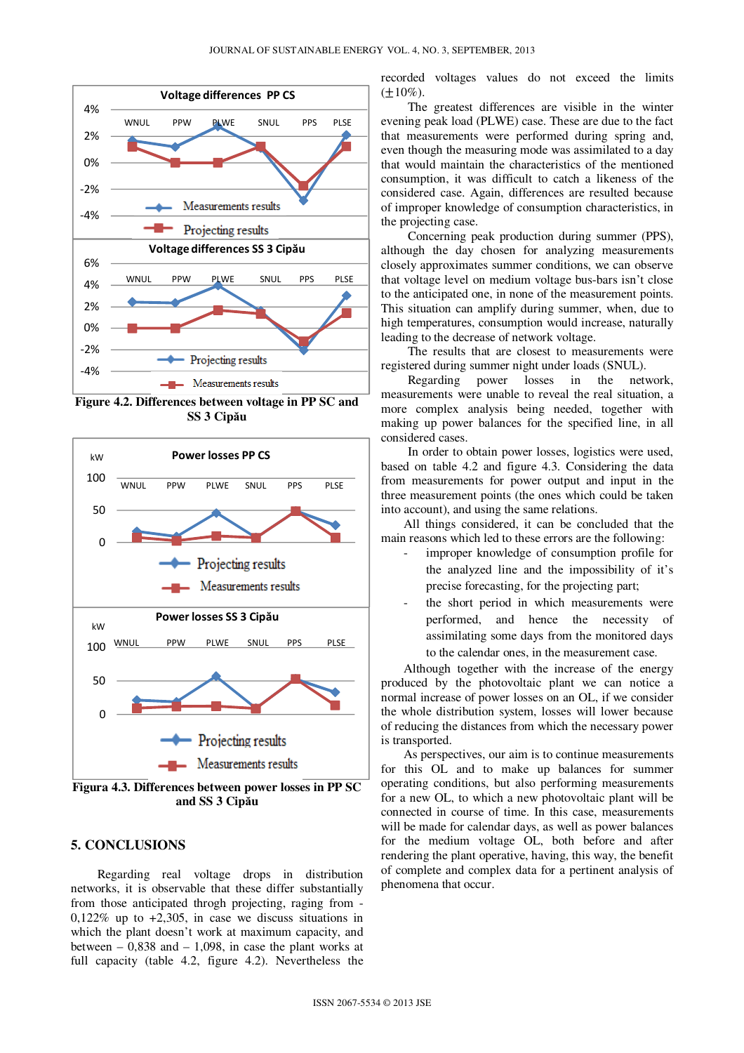Figure 4.2. Differences between voltage in PP SC and SS 3 Cipău

Figura 4.3. Differences between power losses in PP SC and SS 3 Cipău

## 5. CONCLUSIONS

Regarding real voltage drops in distribution networks, it is observable that these differ substantially from those anticipated throgh projecting, raging from -0,122% up to +2,305, in case we discuss situations in which the plant doesn't work at maximum capacity, and between – 0,838 and – 1,098, in case the plant works at full capacity (table 4.2, figure 4.2). Nevertheless the recorded voltages values do not exceed the limits (±10%).

The greatest differences are visible in the winter evening peak load (PLWE) case. These are due to the fact that measurements were performed during spring and, even though the measuring mode was assimilated to a day that would maintain the characteristics of the mentioned consumption, it was difficult to catch a likeness of the considered case. Again, differences are resulted because of improper knowledge of consumption characteristics, in the projecting case.

Concerning peak production during summer (PPS), although the day chosen for analyzing measurements closely approximates summer conditions, we can observe that voltage level on medium voltage bus-bars isn't close to the anticipated one, in none of the measurement points. This situation can amplify during summer, when, due to high temperatures, consumption would increase, naturally leading to the decrease of network voltage.

The results that are closest to measurements were registered during summer night under loads (SNUL).

Regarding power losses in the network, measurements were unable to reveal the real situation, a more complex analysis being needed, together with making up power balances for the specified line, in all considered cases.

In order to obtain power losses, logistics were used, based on table 4.2 and figure 4.3. Considering the data from measurements for power output and input in the three measurement points (the ones which could be taken into account), and using the same relations.

All things considered, it can be concluded that the main reasons which led to these errors are the following:

- improper knowledge of consumption profile for the analyzed line and the impossibility of it's precise forecasting, for the projecting part;
- the short period in which measurements were performed, and hence the necessity of assimilating some days from the monitored days to the calendar ones, in the measurement case.

Although together with the increase of the energy produced by the photovoltaic plant we can notice a normal increase of power losses on an OL, if we consider the whole distribution system, losses will lower because of reducing the distances from which the necessary power is transported.

As perspectives, our aim is to continue measurements for this OL and to make up balances for summer operating conditions, but also performing measurements for a new OL, to which a new photovoltaic plant will be connected in course of time. In this case, measurements will be made for calendar days, as well as power balances for the medium voltage OL, both before and after rendering the plant operative, having, this way, the benefit of complete and complex data for a pertinent analysis of phenomena that occur.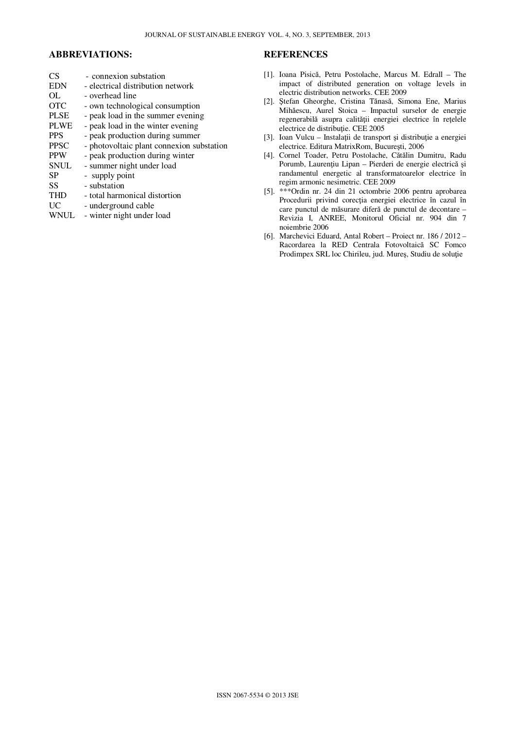## ABBREVIATIONS:

CS - connexion substation
EDN - electrical distribution network
OL - overhead line
OTC - own technological consumption
PLSE - peak load in the summer evening
PLWE - peak load in the winter evening
PPS - peak production during summer
PPSC - photovoltaic plant connexion substation
PPW - peak production during winter
SNUL - summer night under load
SP - supply point
SS - substation
THD - total harmonical distortion
UC - underground cable
WNUL - winter night under load

## REFERENCES

[1]. Ioana Pisică, Petru Postolache, Marcus M. Edrall – The impact of distributed generation on voltage levels in electric distribution networks. CEE 2009

[2]. Ştefan Gheorghe, Cristina Tănasă, Simona Ene, Marius Mihăescu, Aurel Stoica – Impactul surselor de energie regenerabilă asupra calităţii energiei electrice în reţelele electrice de distribuţie. CEE 2005

[3]. Ioan Vulcu – Instalaţii de transport şi distribuţie a energiei electrice. Editura MatrixRom, Bucureşti, 2006

[4]. Cornel Toader, Petru Postolache, Cătălin Dumitru, Radu Porumb, Laurenţiu Lipan – Pierderi de energie electrică şi randamentul energetic al transformatoarelor electrice în regim armonic nesimetric. CEE 2009

[5]. ***Ordin nr. 24 din 21 octombrie 2006 pentru aprobarea Procedurii privind corecţia energiei electrice în cazul în care punctul de măsurare diferă de punctul de decontare – Revizia I, ANREE, Monitorul Oficial nr. 904 din 7 noiembrie 2006

[6]. Marchevici Eduard, Antal Robert – Proiect nr. 186 / 2012 – Racordarea la RED Centrala Fotovoltaică SC Fomco Prodimpex SRL loc Chirileu, jud. Mureş, Studiu de soluţie